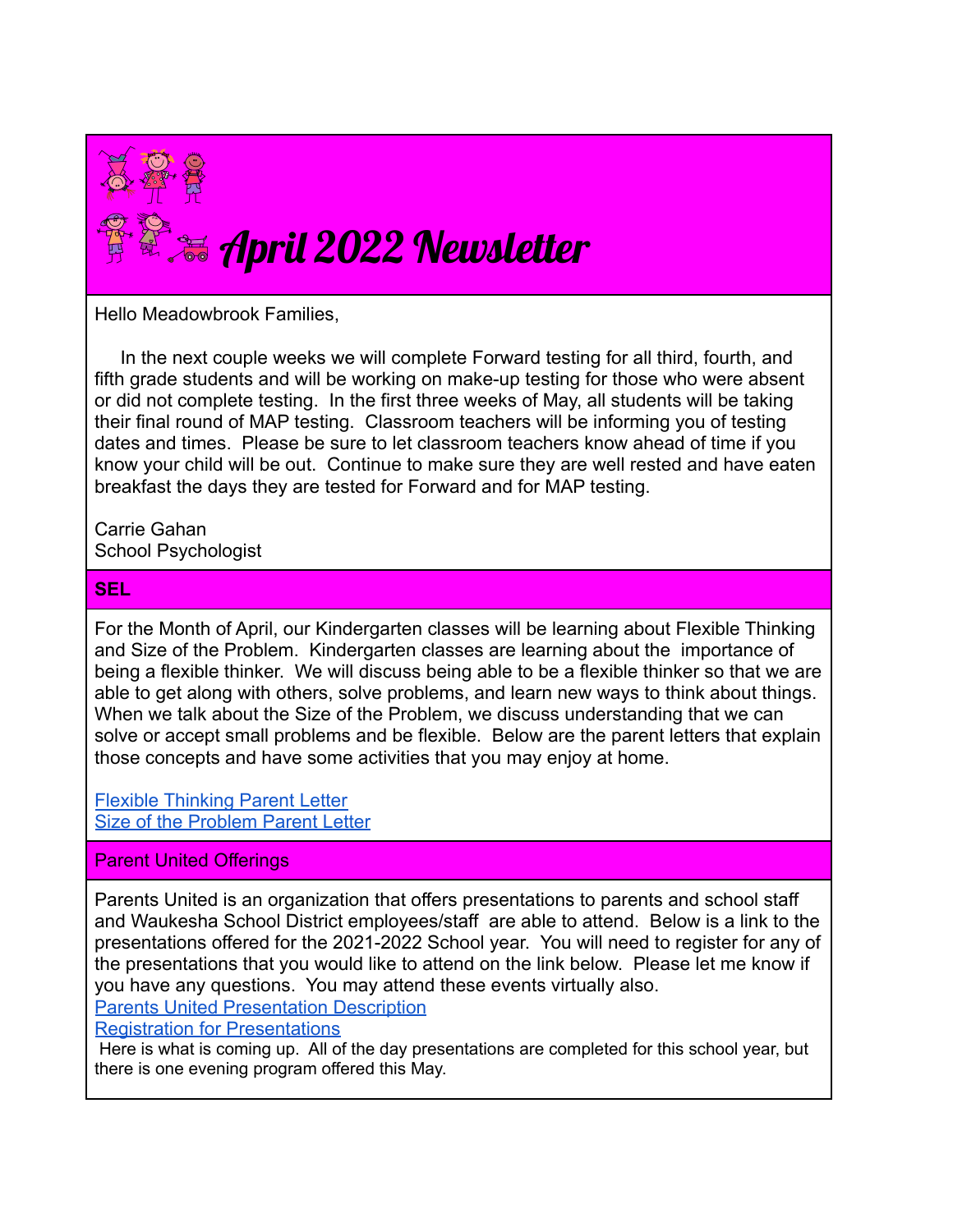# April 2022 Newsletter

Hello Meadowbrook Families,

In the next couple weeks we will complete Forward testing for all third, fourth, and fifth grade students and will be working on make-up testing for those who were absent or did not complete testing. In the first three weeks of May, all students will be taking their final round of MAP testing. Classroom teachers will be informing you of testing dates and times. Please be sure to let classroom teachers know ahead of time if you know your child will be out. Continue to make sure they are well rested and have eaten breakfast the days they are tested for Forward and for MAP testing.

Carrie Gahan
School Psychologist

## SEL

For the Month of April, our Kindergarten classes will be learning about Flexible Thinking and Size of the Problem. Kindergarten classes are learning about the importance of being a flexible thinker. We will discuss being able to be a flexible thinker so that we are able to get along with others, solve problems, and learn new ways to think about things. When we talk about the Size of the Problem, we discuss understanding that we can solve or accept small problems and be flexible. Below are the parent letters that explain those concepts and have some activities that you may enjoy at home.

Flexible Thinking Parent Letter
Size of the Problem Parent Letter

## Parent United Offerings

Parents United is an organization that offers presentations to parents and school staff and Waukesha School District employees/staff are able to attend. Below is a link to the presentations offered for the 2021-2022 School year. You will need to register for any of the presentations that you would like to attend on the link below. Please let me know if you have any questions. You may attend these events virtually also.
Parents United Presentation Description
Registration for Presentations
Here is what is coming up. All of the day presentations are completed for this school year, but there is one evening program offered this May.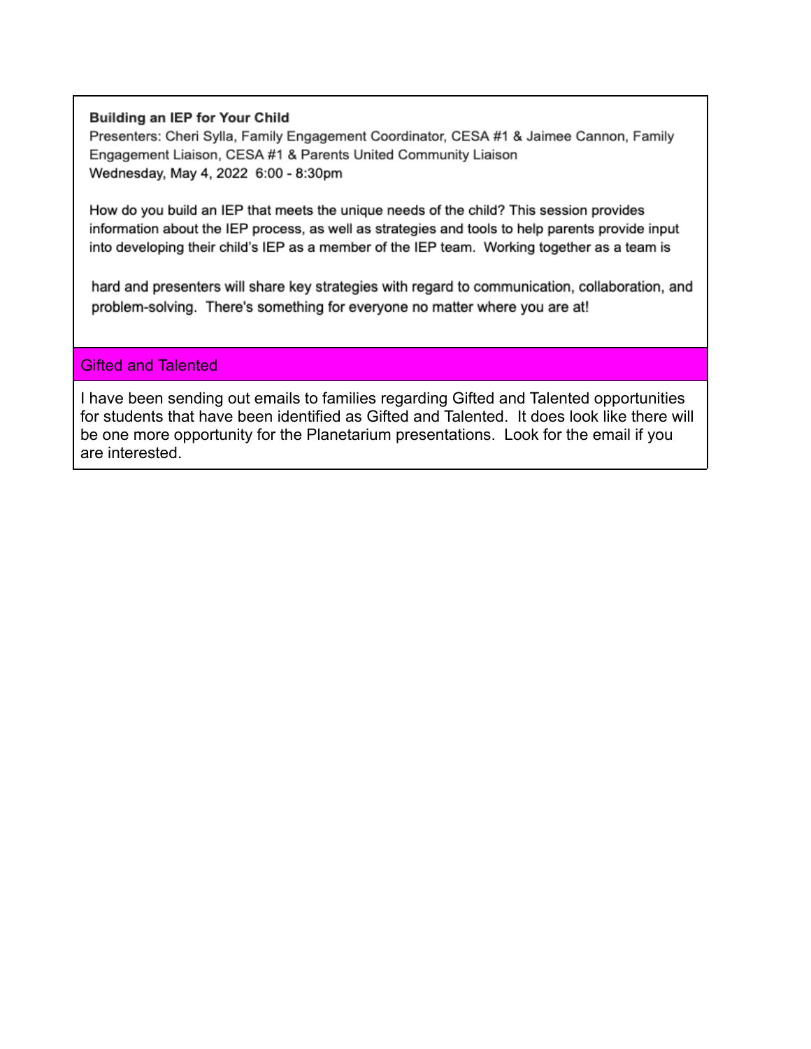**Building an IEP for Your Child**
Presenters: Cheri Sylla, Family Engagement Coordinator, CESA #1 & Jaimee Cannon, Family Engagement Liaison, CESA #1 & Parents United Community Liaison
Wednesday, May 4, 2022 6:00 - 8:30pm

How do you build an IEP that meets the unique needs of the child? This session provides information about the IEP process, as well as strategies and tools to help parents provide input into developing their child's IEP as a member of the IEP team. Working together as a team is hard and presenters will share key strategies with regard to communication, collaboration, and problem-solving. There's something for everyone no matter where you are at!

## Gifted and Talented

I have been sending out emails to families regarding Gifted and Talented opportunities for students that have been identified as Gifted and Talented. It does look like there will be one more opportunity for the Planetarium presentations. Look for the email if you are interested.